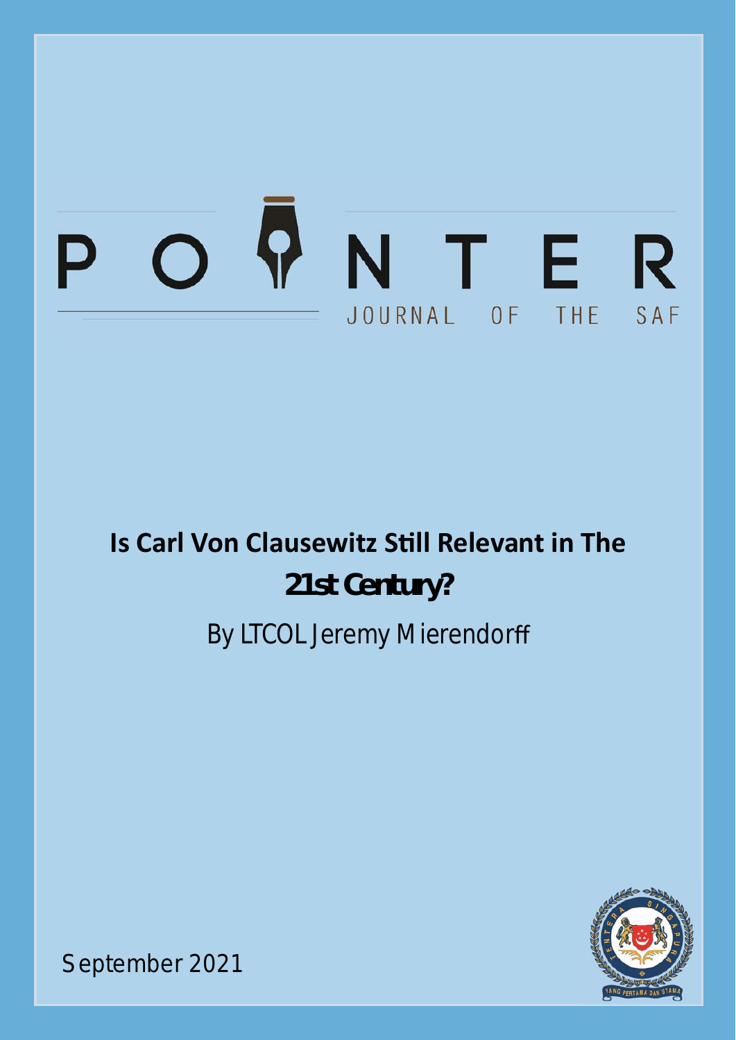POINTER

JOURNAL OF THE SAF

# Is Carl Von Clausewitz Still Relevant in The 21st Century?

By LTCOL Jeremy Mierendorff

September 2021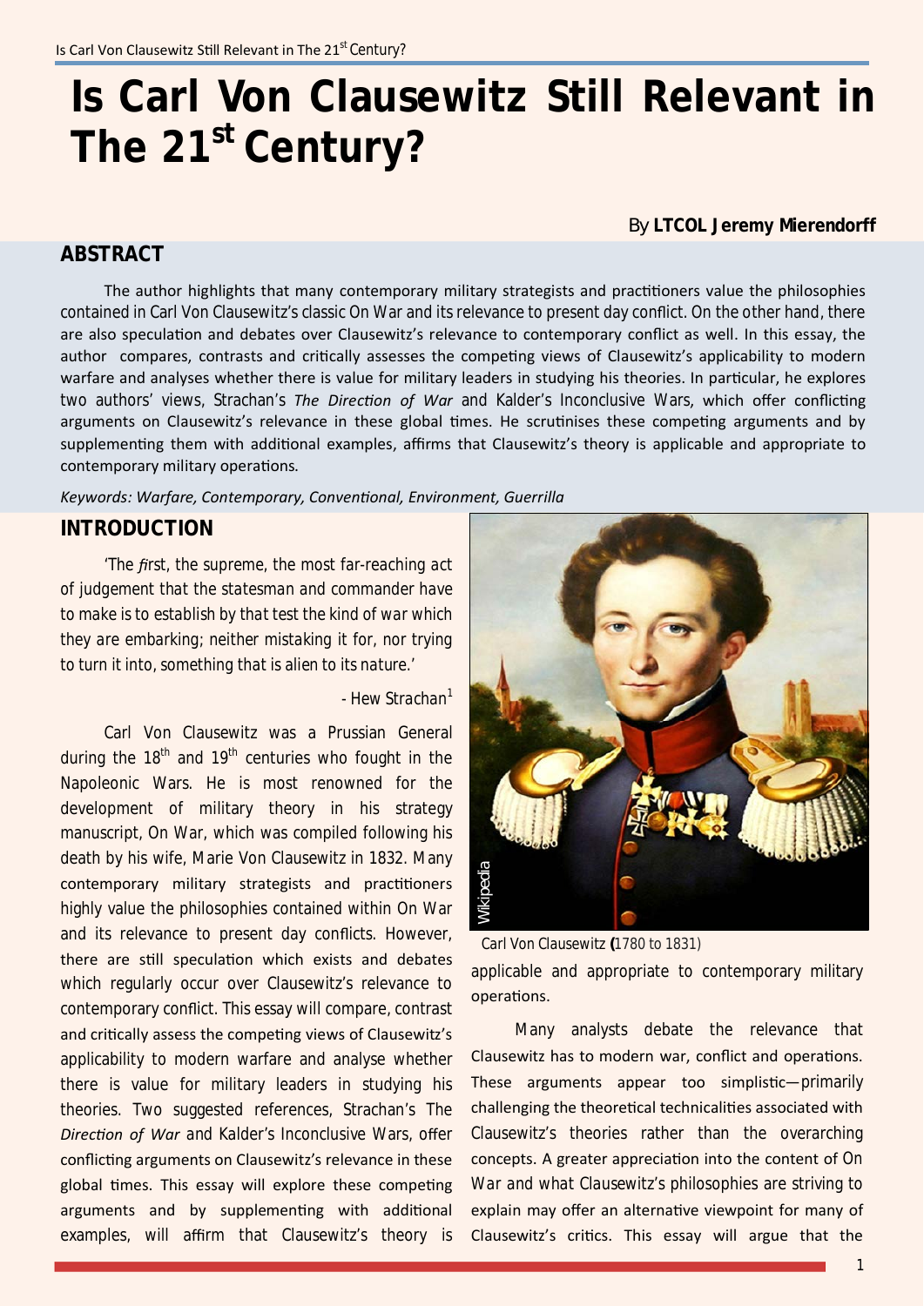# Is Carl Von Clausewitz Still Relevant in The 21st Century?

By **LTCOL Jeremy Mierendorff**

## ABSTRACT

The author highlights that many contemporary military strategists and practitioners value the philosophies contained in Carl Von Clausewitz's classic On War and its relevance to present day conflict. On the other hand, there are also speculation and debates over Clausewitz's relevance to contemporary conflict as well. In this essay, the author compares, contrasts and critically assesses the competing views of Clausewitz's applicability to modern warfare and analyses whether there is value for military leaders in studying his theories. In particular, he explores two authors' views, Strachan's *The Direction of War* and Kalder's Inconclusive Wars, which offer conflicting arguments on Clausewitz's relevance in these global times. He scrutinises these competing arguments and by supplementing them with additional examples, affirms that Clausewitz's theory is applicable and appropriate to contemporary military operations.

*Keywords: Warfare, Contemporary, Conventional, Environment, Guerrilla*

## INTRODUCTION

'The first, the supreme, the most far-reaching act of judgement that the statesman and commander have to make is to establish by that test the kind of war which they are embarking; neither mistaking it for, nor trying to turn it into, something that is alien to its nature.'

- Hew Strachan[1]

Carl Von Clausewitz was a Prussian General during the 18th and 19th centuries who fought in the Napoleonic Wars. He is most renowned for the development of military theory in his strategy manuscript, On War, which was compiled following his death by his wife, Marie Von Clausewitz in 1832. Many contemporary military strategists and practitioners highly value the philosophies contained within On War and its relevance to present day conflicts. However, there are still speculation which exists and debates which regularly occur over Clausewitz's relevance to contemporary conflict. This essay will compare, contrast and critically assess the competing views of Clausewitz's applicability to modern warfare and analyse whether there is value for military leaders in studying his theories. Two suggested references, Strachan's The *Direction of War* and Kalder's Inconclusive Wars, offer conflicting arguments on Clausewitz's relevance in these global times. This essay will explore these competing arguments and by supplementing with additional examples, will affirm that Clausewitz's theory is applicable and appropriate to contemporary military operations.

Carl Von Clausewitz (1780 to 1831)

Many analysts debate the relevance that Clausewitz has to modern war, conflict and operations. These arguments appear too simplistic—primarily challenging the theoretical technicalities associated with Clausewitz's theories rather than the overarching concepts. A greater appreciation into the content of On War and what Clausewitz's philosophies are striving to explain may offer an alternative viewpoint for many of Clausewitz's critics. This essay will argue that the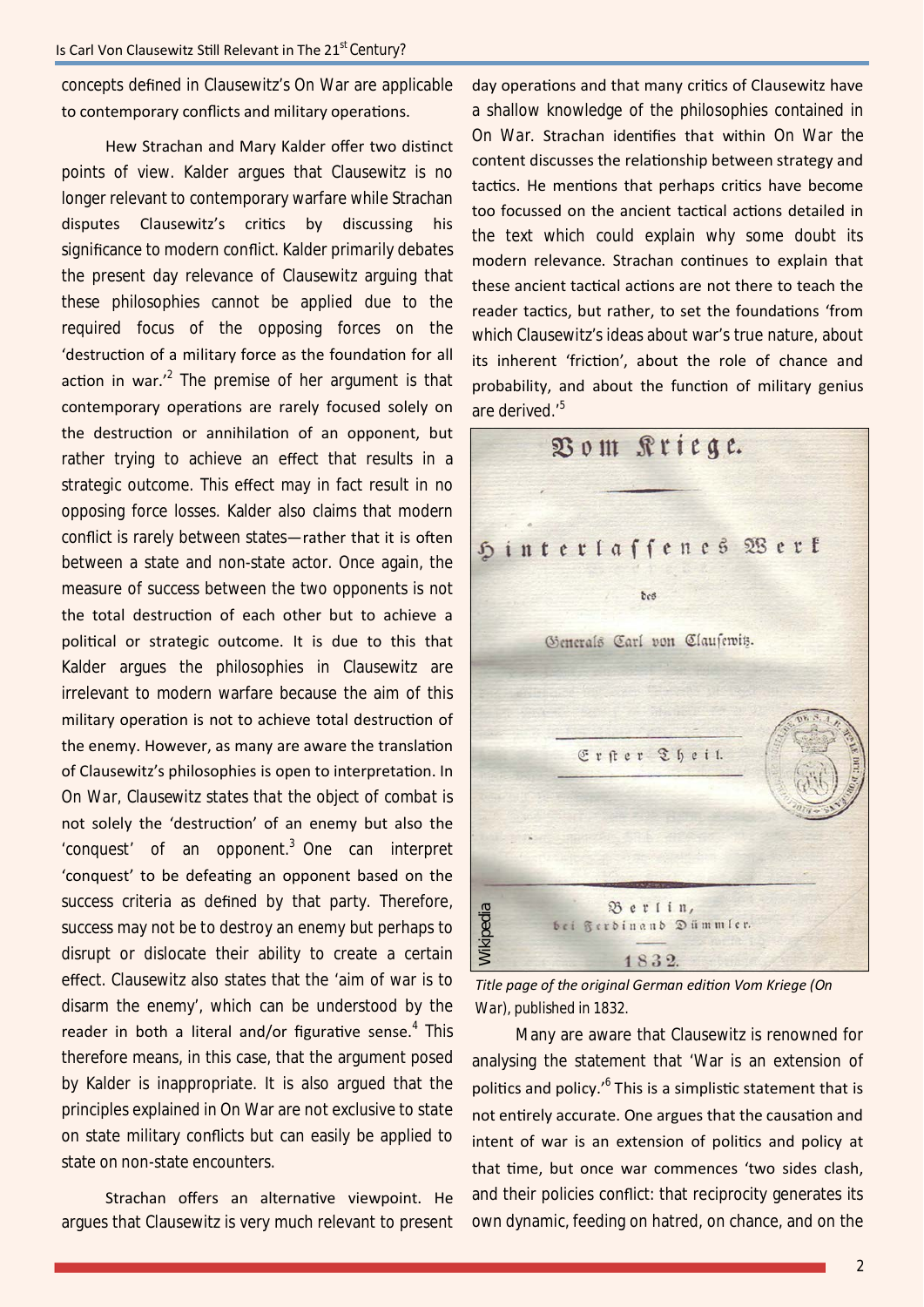concepts defined in Clausewitz's On War are applicable to contemporary conflicts and military operations.

Hew Strachan and Mary Kalder offer two distinct points of view. Kalder argues that Clausewitz is no longer relevant to contemporary warfare while Strachan disputes Clausewitz's critics by discussing his significance to modern conflict. Kalder primarily debates the present day relevance of Clausewitz arguing that these philosophies cannot be applied due to the required focus of the opposing forces on the 'destruction of a military force as the foundation for all action in war.'[2] The premise of her argument is that contemporary operations are rarely focused solely on the destruction or annihilation of an opponent, but rather trying to achieve an effect that results in a strategic outcome. This effect may in fact result in no opposing force losses. Kalder also claims that modern conflict is rarely between states—rather that it is often between a state and non-state actor. Once again, the measure of success between the two opponents is not the total destruction of each other but to achieve a political or strategic outcome. It is due to this that Kalder argues the philosophies in Clausewitz are irrelevant to modern warfare because the aim of this military operation is not to achieve total destruction of the enemy. However, as many are aware the translation of Clausewitz's philosophies is open to interpretation. In On War, Clausewitz states that the object of combat is not solely the 'destruction' of an enemy but also the 'conquest' of an opponent.[3] One can interpret 'conquest' to be defeating an opponent based on the success criteria as defined by that party. Therefore, success may not be to destroy an enemy but perhaps to disrupt or dislocate their ability to create a certain effect. Clausewitz also states that the 'aim of war is to disarm the enemy', which can be understood by the reader in both a literal and/or figurative sense.[4] This therefore means, in this case, that the argument posed by Kalder is inappropriate. It is also argued that the principles explained in On War are not exclusive to state on state military conflicts but can easily be applied to state on non-state encounters.

Strachan offers an alternative viewpoint. He argues that Clausewitz is very much relevant to present day operations and that many critics of Clausewitz have a shallow knowledge of the philosophies contained in On War. Strachan identifies that within On War the content discusses the relationship between strategy and tactics. He mentions that perhaps critics have become too focussed on the ancient tactical actions detailed in the text which could explain why some doubt its modern relevance. Strachan continues to explain that these ancient tactical actions are not there to teach the reader tactics, but rather, to set the foundations 'from which Clausewitz's ideas about war's true nature, about its inherent 'friction', about the role of chance and probability, and about the function of military genius are derived.'[5]

*Title page of the original German edition Vom Kriege (On War), published in 1832.*

Many are aware that Clausewitz is renowned for analysing the statement that 'War is an extension of politics and policy.'[6] This is a simplistic statement that is not entirely accurate. One argues that the causation and intent of war is an extension of politics and policy at that time, but once war commences 'two sides clash, and their policies conflict: that reciprocity generates its own dynamic, feeding on hatred, on chance, and on the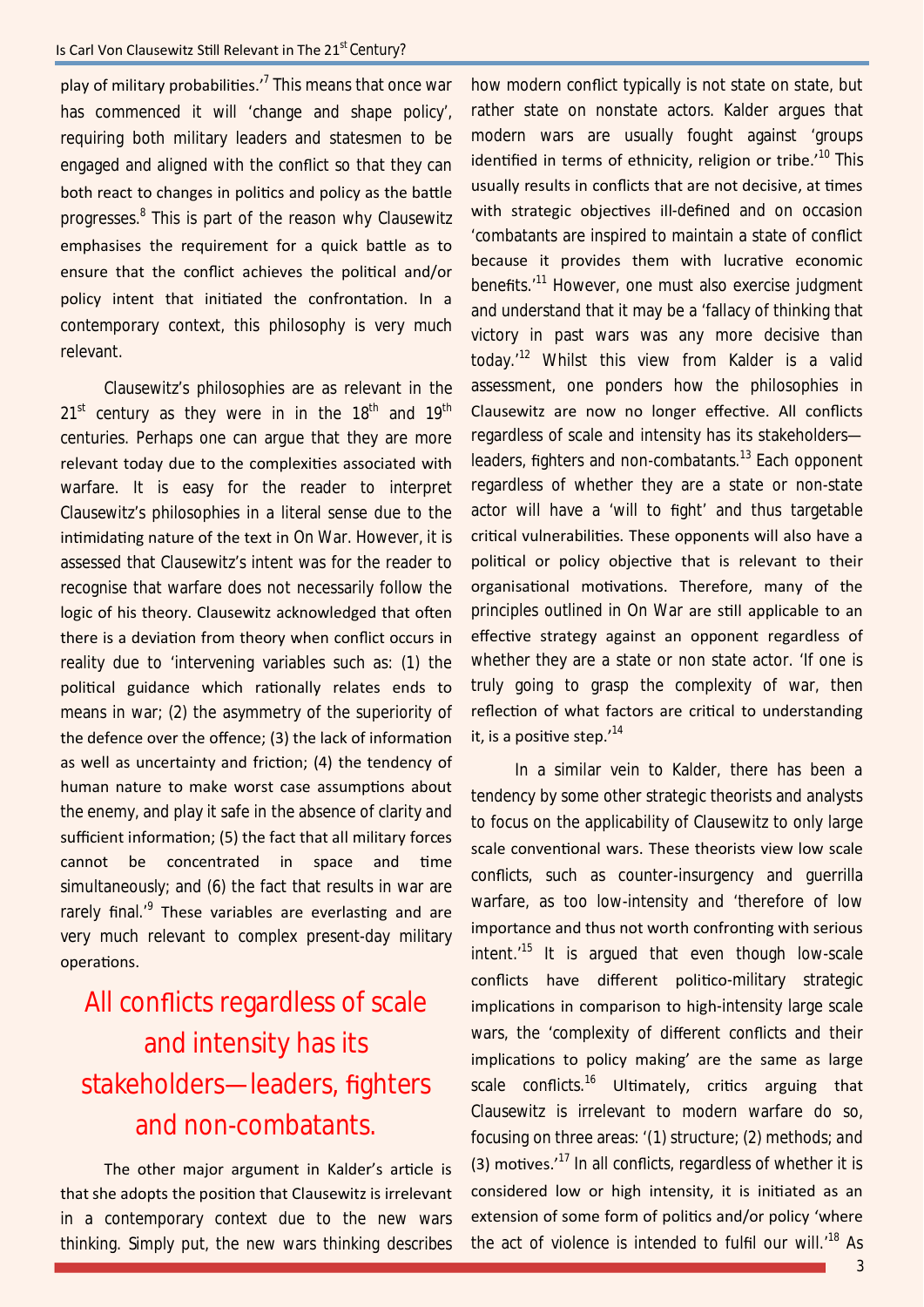play of military probabilities.'[7] This means that once war has commenced it will 'change and shape policy', requiring both military leaders and statesmen to be engaged and aligned with the conflict so that they can both react to changes in politics and policy as the battle progresses.[8] This is part of the reason why Clausewitz emphasises the requirement for a quick battle as to ensure that the conflict achieves the political and/or policy intent that initiated the confrontation. In a contemporary context, this philosophy is very much relevant.

Clausewitz's philosophies are as relevant in the 21st century as they were in in the 18th and 19th centuries. Perhaps one can argue that they are more relevant today due to the complexities associated with warfare. It is easy for the reader to interpret Clausewitz's philosophies in a literal sense due to the intimidating nature of the text in On War. However, it is assessed that Clausewitz's intent was for the reader to recognise that warfare does not necessarily follow the logic of his theory. Clausewitz acknowledged that often there is a deviation from theory when conflict occurs in reality due to 'intervening variables such as: (1) the political guidance which rationally relates ends to means in war; (2) the asymmetry of the superiority of the defence over the offence; (3) the lack of information as well as uncertainty and friction; (4) the tendency of human nature to make worst case assumptions about the enemy, and play it safe in the absence of clarity and sufficient information; (5) the fact that all military forces cannot be concentrated in space and time simultaneously; and (6) the fact that results in war are rarely final.'[9] These variables are everlasting and are very much relevant to complex present-day military operations.

> All conflicts regardless of scale and intensity has its stakeholders—leaders, fighters and non-combatants.

The other major argument in Kalder's article is that she adopts the position that Clausewitz is irrelevant in a contemporary context due to the new wars thinking. Simply put, the new wars thinking describes how modern conflict typically is not state on state, but rather state on nonstate actors. Kalder argues that modern wars are usually fought against 'groups identified in terms of ethnicity, religion or tribe.'[10] This usually results in conflicts that are not decisive, at times with strategic objectives ill-defined and on occasion 'combatants are inspired to maintain a state of conflict because it provides them with lucrative economic benefits.'[11] However, one must also exercise judgment and understand that it may be a 'fallacy of thinking that victory in past wars was any more decisive than today.'[12] Whilst this view from Kalder is a valid assessment, one ponders how the philosophies in Clausewitz are now no longer effective. All conflicts regardless of scale and intensity has its stakeholders—leaders, fighters and non-combatants.[13] Each opponent regardless of whether they are a state or non-state actor will have a 'will to fight' and thus targetable critical vulnerabilities. These opponents will also have a political or policy objective that is relevant to their organisational motivations. Therefore, many of the principles outlined in On War are still applicable to an effective strategy against an opponent regardless of whether they are a state or non state actor. 'If one is truly going to grasp the complexity of war, then reflection of what factors are critical to understanding it, is a positive step.'[14]

In a similar vein to Kalder, there has been a tendency by some other strategic theorists and analysts to focus on the applicability of Clausewitz to only large scale conventional wars. These theorists view low scale conflicts, such as counter-insurgency and guerrilla warfare, as too low-intensity and 'therefore of low importance and thus not worth confronting with serious intent.'[15] It is argued that even though low-scale conflicts have different politico-military strategic implications in comparison to high-intensity large scale wars, the 'complexity of different conflicts and their implications to policy making' are the same as large scale conflicts.[16] Ultimately, critics arguing that Clausewitz is irrelevant to modern warfare do so, focusing on three areas: '(1) structure; (2) methods; and (3) motives.'[17] In all conflicts, regardless of whether it is considered low or high intensity, it is initiated as an extension of some form of politics and/or policy 'where the act of violence is intended to fulfil our will.'[18] As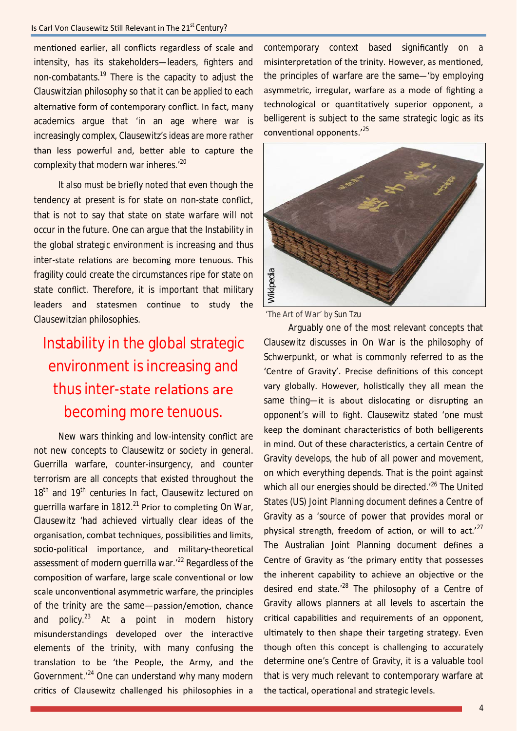mentioned earlier, all conflicts regardless of scale and intensity, has its stakeholders—leaders, fighters and non-combatants.[19] There is the capacity to adjust the Clauswitzian philosophy so that it can be applied to each alternative form of contemporary conflict. In fact, many academics argue that 'in an age where war is increasingly complex, Clausewitz's ideas are more rather than less powerful and, better able to capture the complexity that modern war inheres.'[20]

It also must be briefly noted that even though the tendency at present is for state on non-state conflict, that is not to say that state on state warfare will not occur in the future. One can argue that the Instability in the global strategic environment is increasing and thus inter-state relations are becoming more tenuous. This fragility could create the circumstances ripe for state on state conflict. Therefore, it is important that military leaders and statesmen continue to study the Clausewitzian philosophies.

> Instability in the global strategic environment is increasing and thus inter-state relations are becoming more tenuous.

New wars thinking and low-intensity conflict are not new concepts to Clausewitz or society in general. Guerrilla warfare, counter-insurgency, and counter terrorism are all concepts that existed throughout the 18th and 19th centuries In fact, Clausewitz lectured on guerrilla warfare in 1812.[21] Prior to completing On War, Clausewitz 'had achieved virtually clear ideas of the organisation, combat techniques, possibilities and limits, socio-political importance, and military-theoretical assessment of modern guerrilla war.'[22] Regardless of the composition of warfare, large scale conventional or low scale unconventional asymmetric warfare, the principles of the trinity are the same—passion/emotion, chance and policy.[23] At a point in modern history misunderstandings developed over the interactive elements of the trinity, with many confusing the translation to be 'the People, the Army, and the Government.'[24] One can understand why many modern critics of Clausewitz challenged his philosophies in a contemporary context based significantly on a misinterpretation of the trinity. However, as mentioned, the principles of warfare are the same—'by employing asymmetric, irregular, warfare as a mode of fighting a technological or quantitatively superior opponent, a belligerent is subject to the same strategic logic as its conventional opponents.'[25]

'The Art of War' by Sun Tzu

Arguably one of the most relevant concepts that Clausewitz discusses in On War is the philosophy of Schwerpunkt, or what is commonly referred to as the 'Centre of Gravity'. Precise definitions of this concept vary globally. However, holistically they all mean the same thing—it is about dislocating or disrupting an opponent's will to fight. Clausewitz stated 'one must keep the dominant characteristics of both belligerents in mind. Out of these characteristics, a certain Centre of Gravity develops, the hub of all power and movement, on which everything depends. That is the point against which all our energies should be directed.'[26] The United States (US) Joint Planning document defines a Centre of Gravity as a 'source of power that provides moral or physical strength, freedom of action, or will to act.'[27] The Australian Joint Planning document defines a Centre of Gravity as 'the primary entity that possesses the inherent capability to achieve an objective or the desired end state.'[28] The philosophy of a Centre of Gravity allows planners at all levels to ascertain the critical capabilities and requirements of an opponent, ultimately to then shape their targeting strategy. Even though often this concept is challenging to accurately determine one's Centre of Gravity, it is a valuable tool that is very much relevant to contemporary warfare at the tactical, operational and strategic levels.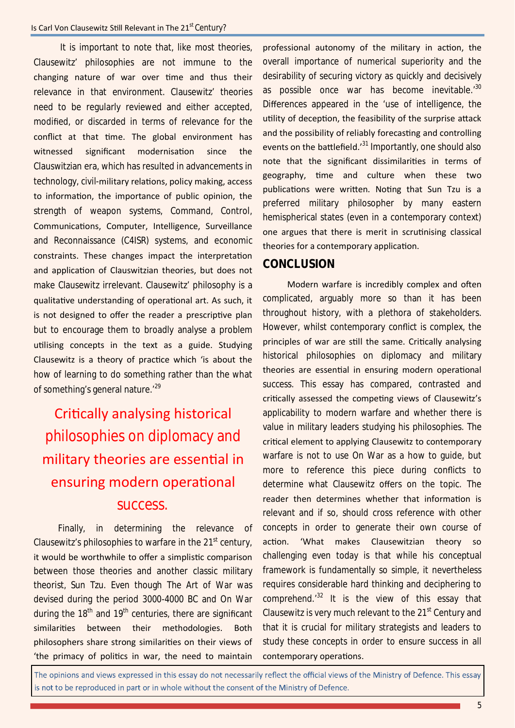It is important to note that, like most theories, Clausewitz' philosophies are not immune to the changing nature of war over time and thus their relevance in that environment. Clausewitz' theories need to be regularly reviewed and either accepted, modified, or discarded in terms of relevance for the conflict at that time. The global environment has witnessed significant modernisation since the Clauswitzian era, which has resulted in advancements in technology, civil-military relations, policy making, access to information, the importance of public opinion, the strength of weapon systems, Command, Control, Communications, Computer, Intelligence, Surveillance and Reconnaissance (C4ISR) systems, and economic constraints. These changes impact the interpretation and application of Clauswitzian theories, but does not make Clausewitz irrelevant. Clausewitz' philosophy is a qualitative understanding of operational art. As such, it is not designed to offer the reader a prescriptive plan but to encourage them to broadly analyse a problem utilising concepts in the text as a guide. Studying Clausewitz is a theory of practice which 'is about the how of learning to do something rather than the what of something's general nature.'[29]

> Critically analysing historical philosophies on diplomacy and military theories are essential in ensuring modern operational success.

Finally, in determining the relevance of Clausewitz's philosophies to warfare in the 21st century, it would be worthwhile to offer a simplistic comparison between those theories and another classic military theorist, Sun Tzu. Even though The Art of War was devised during the period 3000-4000 BC and On War during the 18th and 19th centuries, there are significant similarities between their methodologies. Both philosophers share strong similarities on their views of 'the primacy of politics in war, the need to maintain professional autonomy of the military in action, the overall importance of numerical superiority and the desirability of securing victory as quickly and decisively as possible once war has become inevitable.'[30] Differences appeared in the 'use of intelligence, the utility of deception, the feasibility of the surprise attack and the possibility of reliably forecasting and controlling events on the battlefield.'[31] Importantly, one should also note that the significant dissimilarities in terms of geography, time and culture when these two publications were written. Noting that Sun Tzu is a preferred military philosopher by many eastern hemispherical states (even in a contemporary context) one argues that there is merit in scrutinising classical theories for a contemporary application.

## CONCLUSION

Modern warfare is incredibly complex and often complicated, arguably more so than it has been throughout history, with a plethora of stakeholders. However, whilst contemporary conflict is complex, the principles of war are still the same. Critically analysing historical philosophies on diplomacy and military theories are essential in ensuring modern operational success. This essay has compared, contrasted and critically assessed the competing views of Clausewitz's applicability to modern warfare and whether there is value in military leaders studying his philosophies. The critical element to applying Clausewitz to contemporary warfare is not to use On War as a how to guide, but more to reference this piece during conflicts to determine what Clausewitz offers on the topic. The reader then determines whether that information is relevant and if so, should cross reference with other concepts in order to generate their own course of action. 'What makes Clausewitzian theory so challenging even today is that while his conceptual framework is fundamentally so simple, it nevertheless requires considerable hard thinking and deciphering to comprehend.'[32] It is the view of this essay that Clausewitz is very much relevant to the 21st Century and that it is crucial for military strategists and leaders to study these concepts in order to ensure success in all contemporary operations.

The opinions and views expressed in this essay do not necessarily reflect the official views of the Ministry of Defence. This essay is not to be reproduced in part or in whole without the consent of the Ministry of Defence.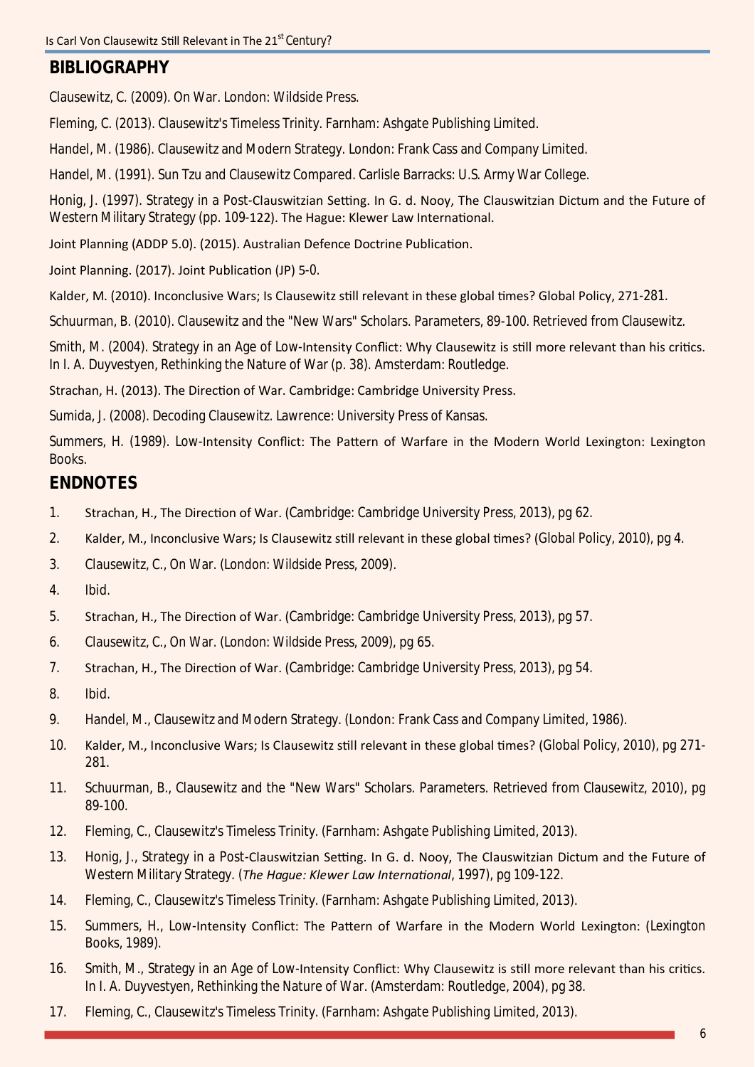## BIBLIOGRAPHY

Clausewitz, C. (2009). On War. London: Wildside Press.

Fleming, C. (2013). Clausewitz's Timeless Trinity. Farnham: Ashgate Publishing Limited.

Handel, M. (1986). Clausewitz and Modern Strategy. London: Frank Cass and Company Limited.

Handel, M. (1991). Sun Tzu and Clausewitz Compared. Carlisle Barracks: U.S. Army War College.

Honig, J. (1997). Strategy in a Post-Clauswitzian Setting. In G. d. Nooy, The Clauswitzian Dictum and the Future of Western Military Strategy (pp. 109-122). The Hague: Klewer Law International.

Joint Planning (ADDP 5.0). (2015). Australian Defence Doctrine Publication.

Joint Planning. (2017). Joint Publication (JP) 5-0.

Kalder, M. (2010). Inconclusive Wars; Is Clausewitz still relevant in these global times? Global Policy, 271-281.

Schuurman, B. (2010). Clausewitz and the "New Wars" Scholars. Parameters, 89-100. Retrieved from Clausewitz.

Smith, M. (2004). Strategy in an Age of Low-Intensity Conflict: Why Clausewitz is still more relevant than his critics. In I. A. Duyvestyen, Rethinking the Nature of War (p. 38). Amsterdam: Routledge.

Strachan, H. (2013). The Direction of War. Cambridge: Cambridge University Press.

Sumida, J. (2008). Decoding Clausewitz. Lawrence: University Press of Kansas.

Summers, H. (1989). Low-Intensity Conflict: The Pattern of Warfare in the Modern World Lexington: Lexington Books.

## ENDNOTES

1. Strachan, H., The Direction of War. (Cambridge: Cambridge University Press, 2013), pg 62.
2. Kalder, M., Inconclusive Wars; Is Clausewitz still relevant in these global times? (Global Policy, 2010), pg 4.
3. Clausewitz, C., On War. (London: Wildside Press, 2009).
4. Ibid.
5. Strachan, H., The Direction of War. (Cambridge: Cambridge University Press, 2013), pg 57.
6. Clausewitz, C., On War. (London: Wildside Press, 2009), pg 65.
7. Strachan, H., The Direction of War. (Cambridge: Cambridge University Press, 2013), pg 54.
8. Ibid.
9. Handel, M., Clausewitz and Modern Strategy. (London: Frank Cass and Company Limited, 1986).
10. Kalder, M., Inconclusive Wars; Is Clausewitz still relevant in these global times? (Global Policy, 2010), pg 271-281.
11. Schuurman, B., Clausewitz and the "New Wars" Scholars. Parameters. Retrieved from Clausewitz, 2010), pg 89-100.
12. Fleming, C., Clausewitz's Timeless Trinity. (Farnham: Ashgate Publishing Limited, 2013).
13. Honig, J., Strategy in a Post-Clauswitzian Setting. In G. d. Nooy, The Clauswitzian Dictum and the Future of Western Military Strategy. (*The Hague: Klewer Law International*, 1997), pg 109-122.
14. Fleming, C., Clausewitz's Timeless Trinity. (Farnham: Ashgate Publishing Limited, 2013).
15. Summers, H., Low-Intensity Conflict: The Pattern of Warfare in the Modern World Lexington: (Lexington Books, 1989).
16. Smith, M., Strategy in an Age of Low-Intensity Conflict: Why Clausewitz is still more relevant than his critics. In I. A. Duyvestyen, Rethinking the Nature of War. (Amsterdam: Routledge, 2004), pg 38.
17. Fleming, C., Clausewitz's Timeless Trinity. (Farnham: Ashgate Publishing Limited, 2013).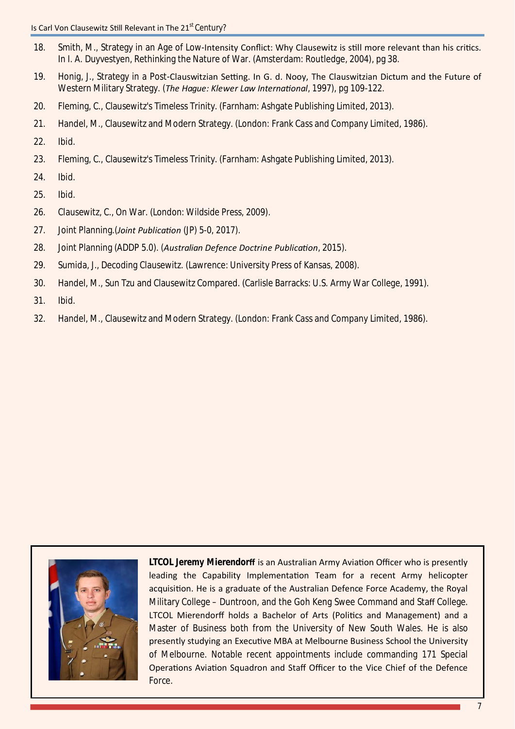18. Smith, M., Strategy in an Age of Low-Intensity Conflict: Why Clausewitz is still more relevant than his critics. In I. A. Duyvestyen, Rethinking the Nature of War. (Amsterdam: Routledge, 2004), pg 38.
19. Honig, J., Strategy in a Post-Clauswitzian Setting. In G. d. Nooy, The Clauswitzian Dictum and the Future of Western Military Strategy. (*The Hague: Klewer Law International*, 1997), pg 109-122.
20. Fleming, C., Clausewitz's Timeless Trinity. (Farnham: Ashgate Publishing Limited, 2013).
21. Handel, M., Clausewitz and Modern Strategy. (London: Frank Cass and Company Limited, 1986).
22. Ibid.
23. Fleming, C., Clausewitz's Timeless Trinity. (Farnham: Ashgate Publishing Limited, 2013).
24. Ibid.
25. Ibid.
26. Clausewitz, C., On War. (London: Wildside Press, 2009).
27. Joint Planning.(*Joint Publication* (JP) 5-0, 2017).
28. Joint Planning (ADDP 5.0). (*Australian Defence Doctrine Publication*, 2015).
29. Sumida, J., Decoding Clausewitz. (Lawrence: University Press of Kansas, 2008).
30. Handel, M., Sun Tzu and Clausewitz Compared. (Carlisle Barracks: U.S. Army War College, 1991).
31. Ibid.
32. Handel, M., Clausewitz and Modern Strategy. (London: Frank Cass and Company Limited, 1986).

**LTCOL Jeremy Mierendorff** is an Australian Army Aviation Officer who is presently leading the Capability Implementation Team for a recent Army helicopter acquisition. He is a graduate of the Australian Defence Force Academy, the Royal Military College – Duntroon, and the Goh Keng Swee Command and Staff College. LTCOL Mierendorff holds a Bachelor of Arts (Politics and Management) and a Master of Business both from the University of New South Wales. He is also presently studying an Executive MBA at Melbourne Business School the University of Melbourne. Notable recent appointments include commanding 171 Special Operations Aviation Squadron and Staff Officer to the Vice Chief of the Defence Force.